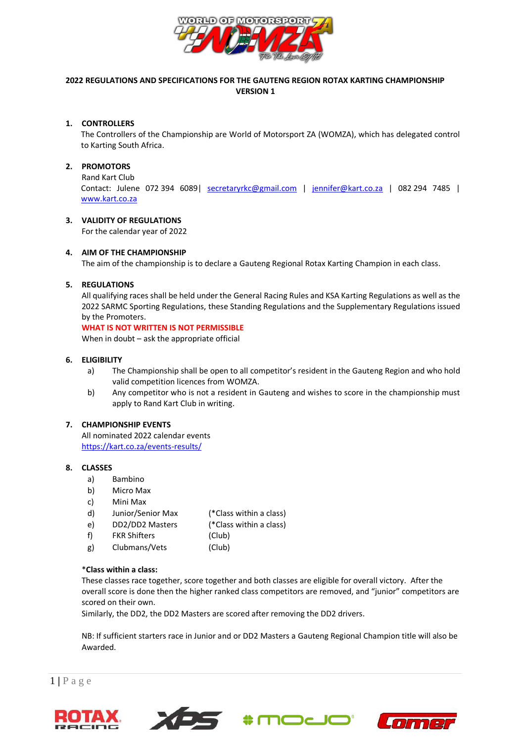## 2022 REGULATIONS AND SPECIFICATIONS FOR THE GAUTENG REGION ROTAX KARTING CHAMPIONSHIP VERSION 1

### 1. CONTROLLERS

The Controllers of the Championship are World of Motorsport ZA (WOMZA), which has delegated control to Karting South Africa.

### 2. PROMOTORS

Rand Kart Club

Contact: Julene 072 394 6089| secretaryrkc@gmail.com | jennifer@kart.co.za | 082 294 7485 | www.kart.co.za

### 3. VALIDITY OF REGULATIONS

For the calendar year of 2022

### 4. AIM OF THE CHAMPIONSHIP

The aim of the championship is to declare a Gauteng Regional Rotax Karting Champion in each class.

### 5. REGULATIONS

All qualifying races shall be held under the General Racing Rules and KSA Karting Regulations as well as the 2022 SARMC Sporting Regulations, these Standing Regulations and the Supplementary Regulations issued by the Promoters.

**WHAT IS NOT WRITTEN IS NOT PERMISSIBLE**

When in doubt – ask the appropriate official

### 6. ELIGIBILITY

a) The Championship shall be open to all competitor's resident in the Gauteng Region and who hold valid competition licences from WOMZA.

b) Any competitor who is not a resident in Gauteng and wishes to score in the championship must apply to Rand Kart Club in writing.

### 7. CHAMPIONSHIP EVENTS

All nominated 2022 calendar events

https://kart.co.za/events-results/

### 8. CLASSES

a) Bambino

b) Micro Max

c) Mini Max

d) Junior/Senior Max (*Class within a class)

e) DD2/DD2 Masters (*Class within a class)

f) FKR Shifters (Club)

g) Clubmans/Vets (Club)

**\*Class within a class:**

These classes race together, score together and both classes are eligible for overall victory. After the overall score is done then the higher ranked class competitors are removed, and "junior" competitors are scored on their own.

Similarly, the DD2, the DD2 Masters are scored after removing the DD2 drivers.

NB: If sufficient starters race in Junior and or DD2 Masters a Gauteng Regional Champion title will also be Awarded.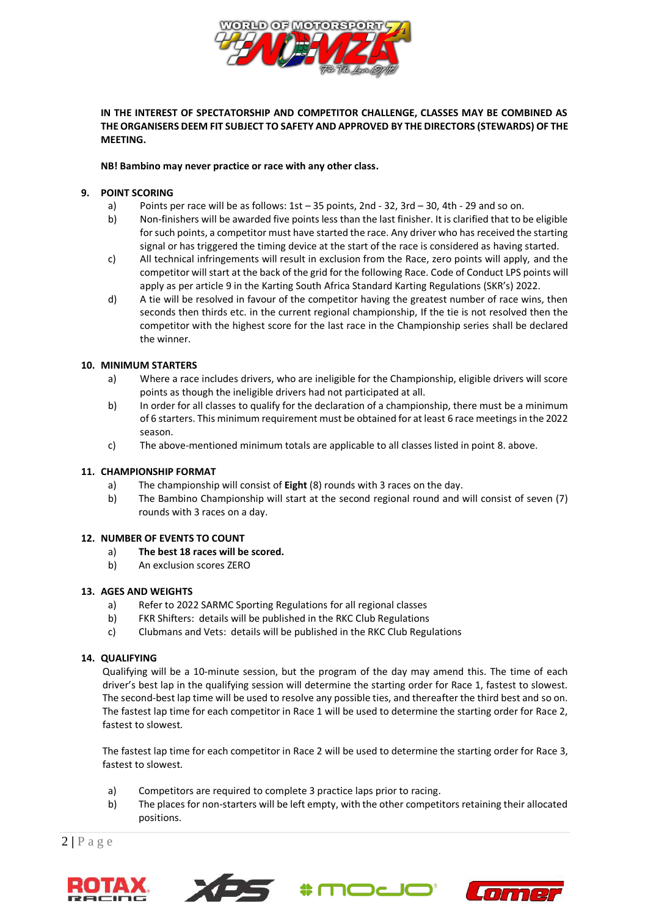**IN THE INTEREST OF SPECTATORSHIP AND COMPETITOR CHALLENGE, CLASSES MAY BE COMBINED AS THE ORGANISERS DEEM FIT SUBJECT TO SAFETY AND APPROVED BY THE DIRECTORS (STEWARDS) OF THE MEETING.**

**NB! Bambino may never practice or race with any other class.**

## 9. POINT SCORING

a) Points per race will be as follows: 1st – 35 points, 2nd - 32, 3rd – 30, 4th - 29 and so on.

b) Non-finishers will be awarded five points less than the last finisher. It is clarified that to be eligible for such points, a competitor must have started the race. Any driver who has received the starting signal or has triggered the timing device at the start of the race is considered as having started.

c) All technical infringements will result in exclusion from the Race, zero points will apply, and the competitor will start at the back of the grid for the following Race. Code of Conduct LPS points will apply as per article 9 in the Karting South Africa Standard Karting Regulations (SKR's) 2022.

d) A tie will be resolved in favour of the competitor having the greatest number of race wins, then seconds then thirds etc. in the current regional championship, If the tie is not resolved then the competitor with the highest score for the last race in the Championship series shall be declared the winner.

## 10. MINIMUM STARTERS

a) Where a race includes drivers, who are ineligible for the Championship, eligible drivers will score points as though the ineligible drivers had not participated at all.

b) In order for all classes to qualify for the declaration of a championship, there must be a minimum of 6 starters. This minimum requirement must be obtained for at least 6 race meetings in the 2022 season.

c) The above-mentioned minimum totals are applicable to all classes listed in point 8. above.

## 11. CHAMPIONSHIP FORMAT

a) The championship will consist of **Eight** (8) rounds with 3 races on the day.

b) The Bambino Championship will start at the second regional round and will consist of seven (7) rounds with 3 races on a day.

## 12. NUMBER OF EVENTS TO COUNT

a) **The best 18 races will be scored.**

b) An exclusion scores ZERO

## 13. AGES AND WEIGHTS

a) Refer to 2022 SARMC Sporting Regulations for all regional classes

b) FKR Shifters: details will be published in the RKC Club Regulations

c) Clubmans and Vets: details will be published in the RKC Club Regulations

## 14. QUALIFYING

Qualifying will be a 10-minute session, but the program of the day may amend this. The time of each driver's best lap in the qualifying session will determine the starting order for Race 1, fastest to slowest. The second-best lap time will be used to resolve any possible ties, and thereafter the third best and so on. The fastest lap time for each competitor in Race 1 will be used to determine the starting order for Race 2, fastest to slowest.

The fastest lap time for each competitor in Race 2 will be used to determine the starting order for Race 3, fastest to slowest.

a) Competitors are required to complete 3 practice laps prior to racing.

b) The places for non-starters will be left empty, with the other competitors retaining their allocated positions.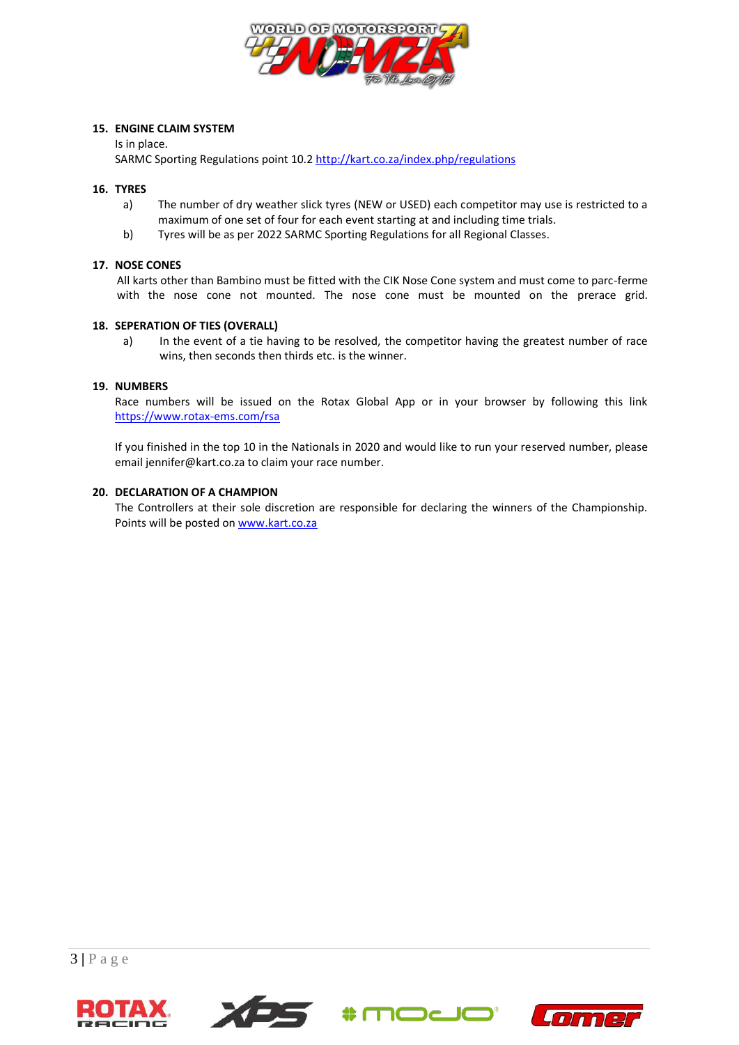## 15. ENGINE CLAIM SYSTEM

Is in place.

SARMC Sporting Regulations point 10.2 http://kart.co.za/index.php/regulations

## 16. TYRES

a) The number of dry weather slick tyres (NEW or USED) each competitor may use is restricted to a maximum of one set of four for each event starting at and including time trials.

b) Tyres will be as per 2022 SARMC Sporting Regulations for all Regional Classes.

## 17. NOSE CONES

All karts other than Bambino must be fitted with the CIK Nose Cone system and must come to parc-ferme with the nose cone not mounted. The nose cone must be mounted on the prerace grid.

## 18. SEPERATION OF TIES (OVERALL)

a) In the event of a tie having to be resolved, the competitor having the greatest number of race wins, then seconds then thirds etc. is the winner.

## 19. NUMBERS

Race numbers will be issued on the Rotax Global App or in your browser by following this link https://www.rotax-ems.com/rsa

If you finished in the top 10 in the Nationals in 2020 and would like to run your reserved number, please email jennifer@kart.co.za to claim your race number.

## 20. DECLARATION OF A CHAMPION

The Controllers at their sole discretion are responsible for declaring the winners of the Championship. Points will be posted on www.kart.co.za